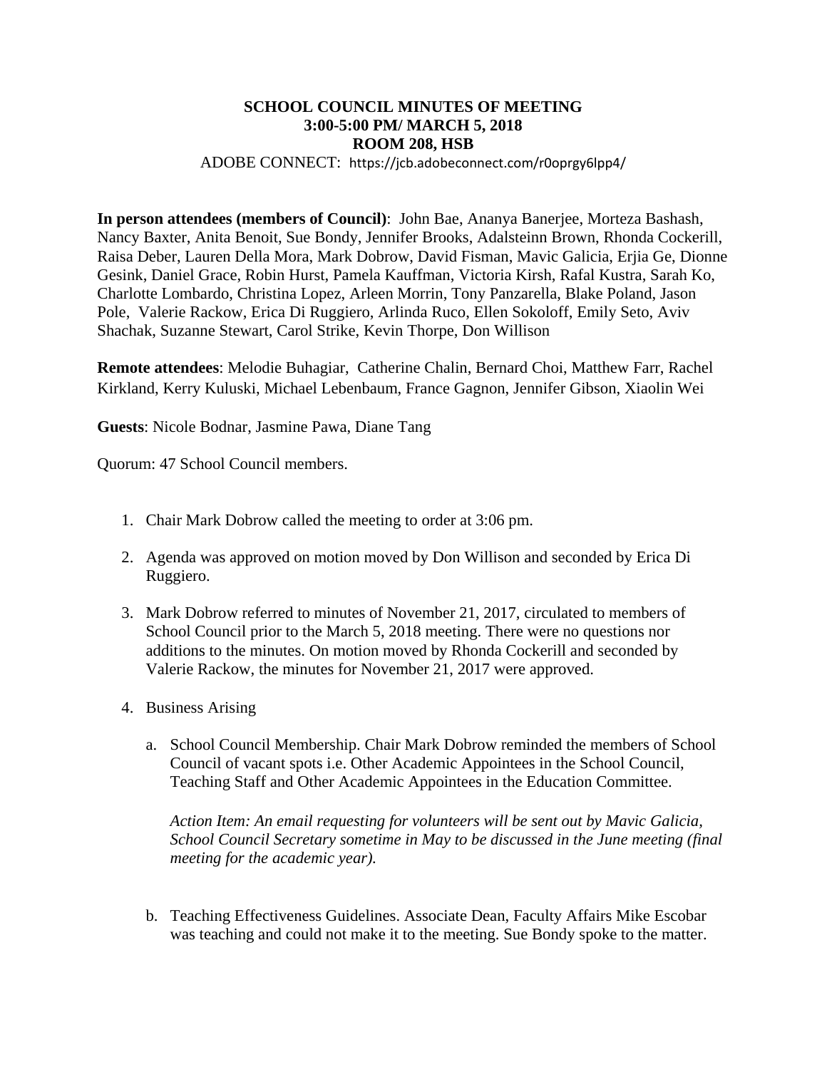# SCHOOL COUNCIL MINUTES OF MEETING
## 3:00-5:00 PM/ MARCH 5, 2018
## ROOM 208, HSB

ADOBE CONNECT: https://jcb.adobeconnect.com/r0oprgy6lpp4/

**In person attendees (members of Council)**: John Bae, Ananya Banerjee, Morteza Bashash, Nancy Baxter, Anita Benoit, Sue Bondy, Jennifer Brooks, Adalsteinn Brown, Rhonda Cockerill, Raisa Deber, Lauren Della Mora, Mark Dobrow, David Fisman, Mavic Galicia, Erjia Ge, Dionne Gesink, Daniel Grace, Robin Hurst, Pamela Kauffman, Victoria Kirsh, Rafal Kustra, Sarah Ko, Charlotte Lombardo, Christina Lopez, Arleen Morrin, Tony Panzarella, Blake Poland, Jason Pole, Valerie Rackow, Erica Di Ruggiero, Arlinda Ruco, Ellen Sokoloff, Emily Seto, Aviv Shachak, Suzanne Stewart, Carol Strike, Kevin Thorpe, Don Willison

**Remote attendees**: Melodie Buhagiar, Catherine Chalin, Bernard Choi, Matthew Farr, Rachel Kirkland, Kerry Kuluski, Michael Lebenbaum, France Gagnon, Jennifer Gibson, Xiaolin Wei

**Guests**: Nicole Bodnar, Jasmine Pawa, Diane Tang

Quorum: 47 School Council members.

1. Chair Mark Dobrow called the meeting to order at 3:06 pm.
2. Agenda was approved on motion moved by Don Willison and seconded by Erica Di Ruggiero.
3. Mark Dobrow referred to minutes of November 21, 2017, circulated to members of School Council prior to the March 5, 2018 meeting. There were no questions nor additions to the minutes. On motion moved by Rhonda Cockerill and seconded by Valerie Rackow, the minutes for November 21, 2017 were approved.
4. Business Arising
   a. School Council Membership. Chair Mark Dobrow reminded the members of School Council of vacant spots i.e. Other Academic Appointees in the School Council, Teaching Staff and Other Academic Appointees in the Education Committee.

      *Action Item: An email requesting for volunteers will be sent out by Mavic Galicia, School Council Secretary sometime in May to be discussed in the June meeting (final meeting for the academic year).*

   b. Teaching Effectiveness Guidelines. Associate Dean, Faculty Affairs Mike Escobar was teaching and could not make it to the meeting. Sue Bondy spoke to the matter.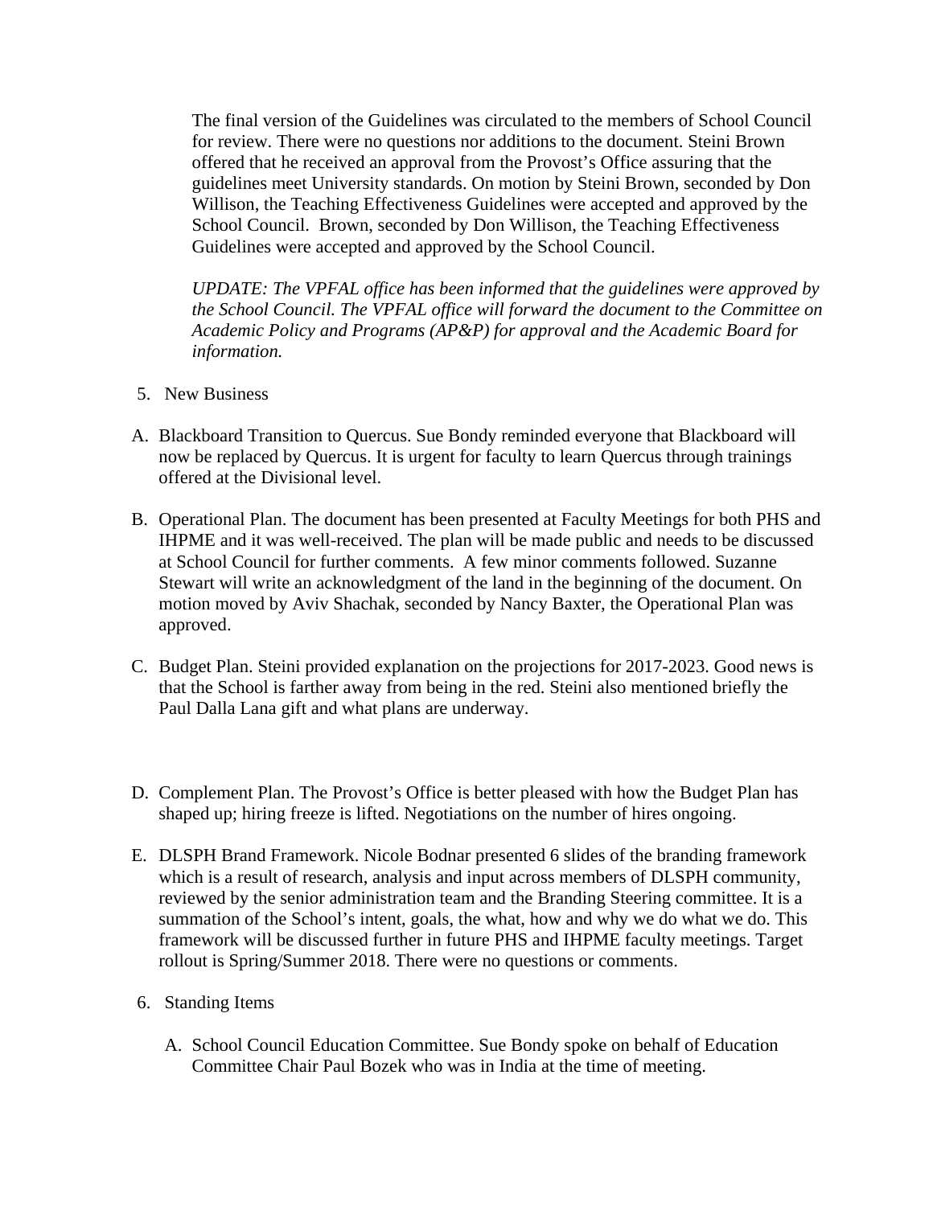The final version of the Guidelines was circulated to the members of School Council for review. There were no questions nor additions to the document. Steini Brown offered that he received an approval from the Provost's Office assuring that the guidelines meet University standards. On motion by Steini Brown, seconded by Don Willison, the Teaching Effectiveness Guidelines were accepted and approved by the School Council. Brown, seconded by Don Willison, the Teaching Effectiveness Guidelines were accepted and approved by the School Council.

*UPDATE: The VPFAL office has been informed that the guidelines were approved by the School Council. The VPFAL office will forward the document to the Committee on Academic Policy and Programs (AP&P) for approval and the Academic Board for information.*

5. New Business

A. Blackboard Transition to Quercus. Sue Bondy reminded everyone that Blackboard will now be replaced by Quercus. It is urgent for faculty to learn Quercus through trainings offered at the Divisional level.

B. Operational Plan. The document has been presented at Faculty Meetings for both PHS and IHPME and it was well-received. The plan will be made public and needs to be discussed at School Council for further comments. A few minor comments followed. Suzanne Stewart will write an acknowledgment of the land in the beginning of the document. On motion moved by Aviv Shachak, seconded by Nancy Baxter, the Operational Plan was approved.

C. Budget Plan. Steini provided explanation on the projections for 2017-2023. Good news is that the School is farther away from being in the red. Steini also mentioned briefly the Paul Dalla Lana gift and what plans are underway.

D. Complement Plan. The Provost's Office is better pleased with how the Budget Plan has shaped up; hiring freeze is lifted. Negotiations on the number of hires ongoing.

E. DLSPH Brand Framework. Nicole Bodnar presented 6 slides of the branding framework which is a result of research, analysis and input across members of DLSPH community, reviewed by the senior administration team and the Branding Steering committee. It is a summation of the School's intent, goals, the what, how and why we do what we do. This framework will be discussed further in future PHS and IHPME faculty meetings. Target rollout is Spring/Summer 2018. There were no questions or comments.

6. Standing Items

A. School Council Education Committee. Sue Bondy spoke on behalf of Education Committee Chair Paul Bozek who was in India at the time of meeting.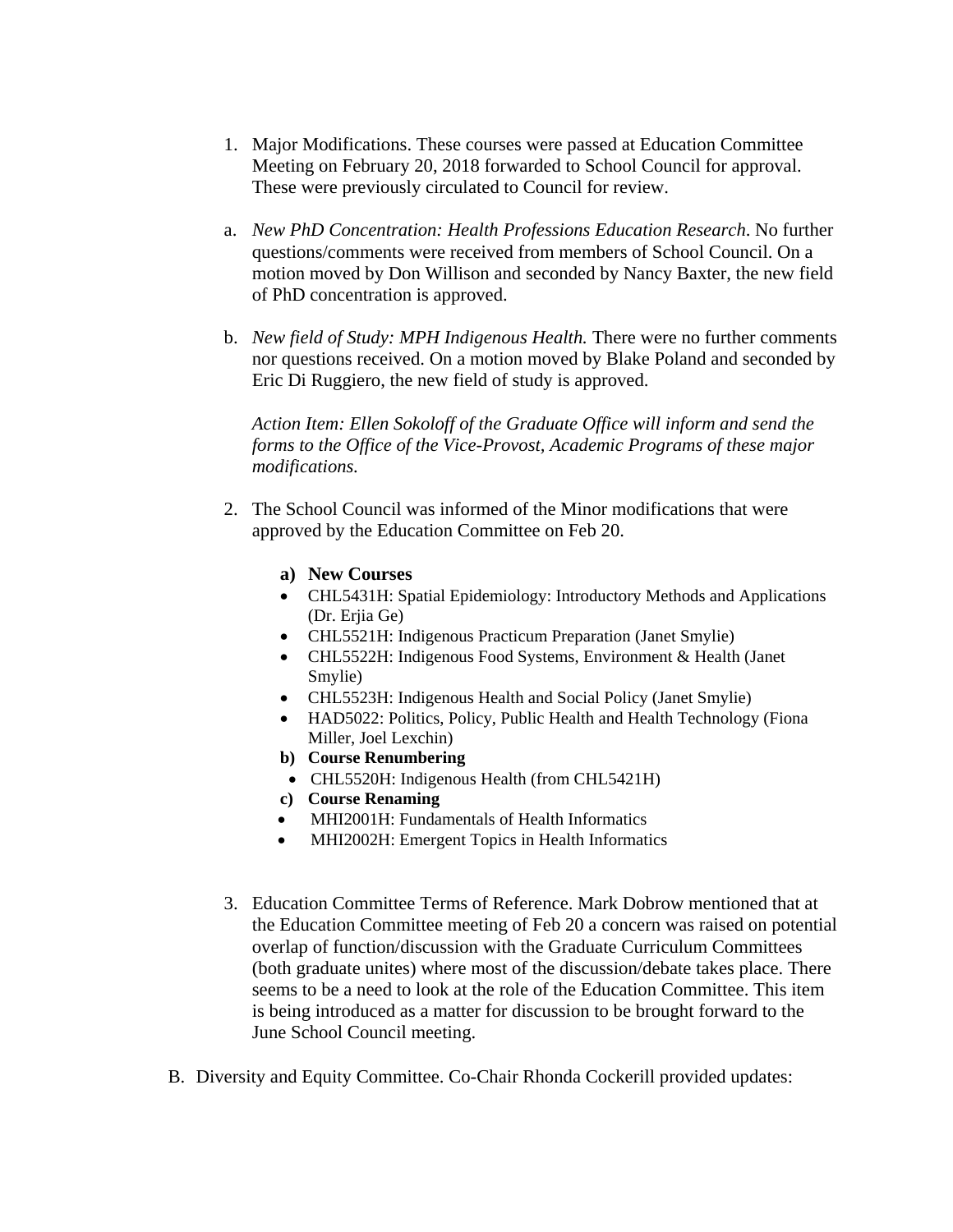1. Major Modifications. These courses were passed at Education Committee Meeting on February 20, 2018 forwarded to School Council for approval. These were previously circulated to Council for review.

   a. *New PhD Concentration: Health Professions Education Research*. No further questions/comments were received from members of School Council. On a motion moved by Don Willison and seconded by Nancy Baxter, the new field of PhD concentration is approved.

   b. *New field of Study: MPH Indigenous Health.* There were no further comments nor questions received. On a motion moved by Blake Poland and seconded by Eric Di Ruggiero, the new field of study is approved.

   *Action Item: Ellen Sokoloff of the Graduate Office will inform and send the forms to the Office of the Vice-Provost, Academic Programs of these major modifications.*

2. The School Council was informed of the Minor modifications that were approved by the Education Committee on Feb 20.

   **a) New Courses**
   - CHL5431H: Spatial Epidemiology: Introductory Methods and Applications (Dr. Erjia Ge)
   - CHL5521H: Indigenous Practicum Preparation (Janet Smylie)
   - CHL5522H: Indigenous Food Systems, Environment & Health (Janet Smylie)
   - CHL5523H: Indigenous Health and Social Policy (Janet Smylie)
   - HAD5022: Politics, Policy, Public Health and Health Technology (Fiona Miller, Joel Lexchin)

   **b) Course Renumbering**
   - CHL5520H: Indigenous Health (from CHL5421H)

   **c) Course Renaming**
   - MHI2001H: Fundamentals of Health Informatics
   - MHI2002H: Emergent Topics in Health Informatics

3. Education Committee Terms of Reference. Mark Dobrow mentioned that at the Education Committee meeting of Feb 20 a concern was raised on potential overlap of function/discussion with the Graduate Curriculum Committees (both graduate unites) where most of the discussion/debate takes place. There seems to be a need to look at the role of the Education Committee. This item is being introduced as a matter for discussion to be brought forward to the June School Council meeting.

B. Diversity and Equity Committee. Co-Chair Rhonda Cockerill provided updates: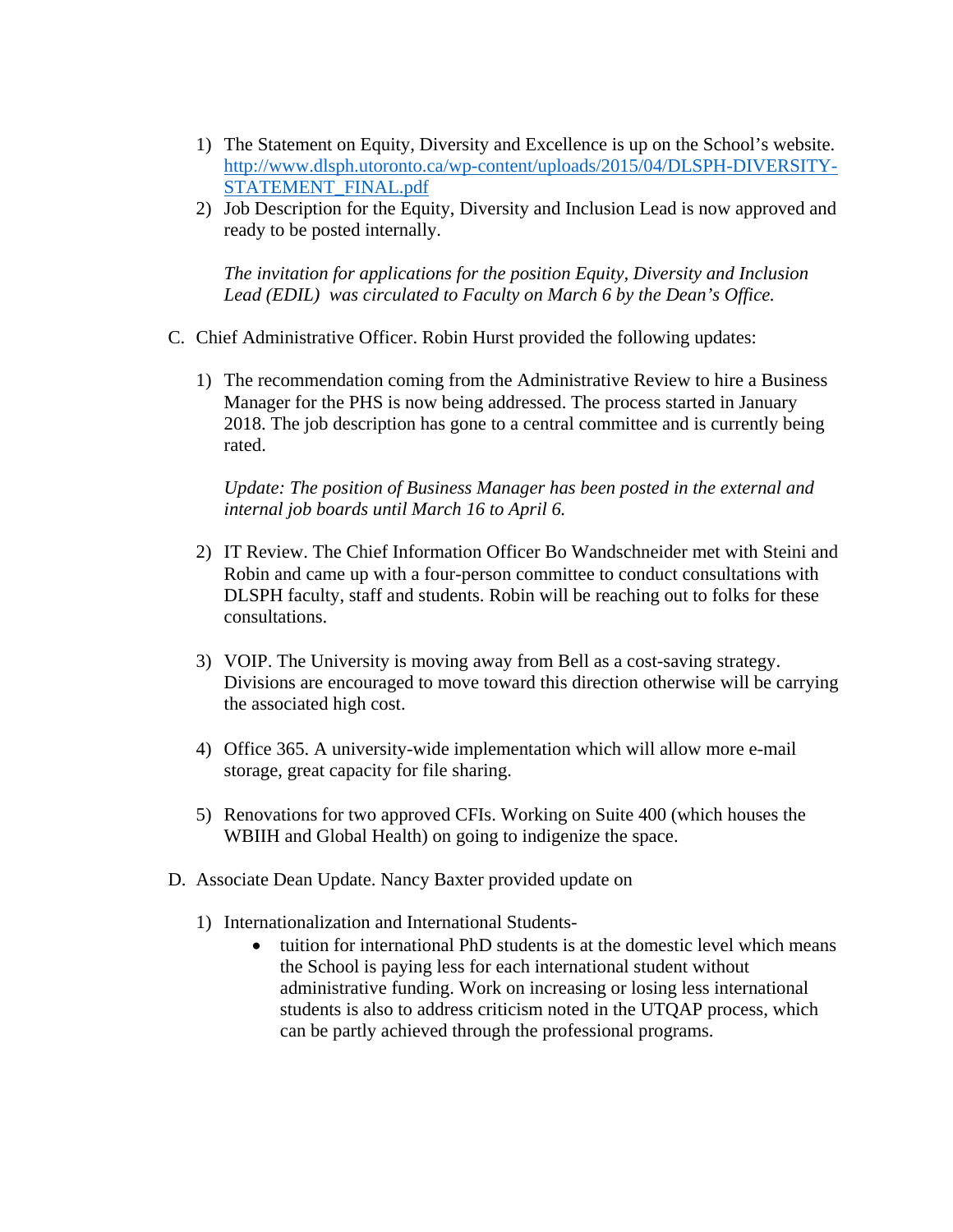1) The Statement on Equity, Diversity and Excellence is up on the School's website. http://www.dlsph.utoronto.ca/wp-content/uploads/2015/04/DLSPH-DIVERSITY-STATEMENT_FINAL.pdf
2) Job Description for the Equity, Diversity and Inclusion Lead is now approved and ready to be posted internally.

   *The invitation for applications for the position Equity, Diversity and Inclusion Lead (EDIL) was circulated to Faculty on March 6 by the Dean's Office.*

C. Chief Administrative Officer. Robin Hurst provided the following updates:

1) The recommendation coming from the Administrative Review to hire a Business Manager for the PHS is now being addressed. The process started in January 2018. The job description has gone to a central committee and is currently being rated.

   *Update: The position of Business Manager has been posted in the external and internal job boards until March 16 to April 6.*

2) IT Review. The Chief Information Officer Bo Wandschneider met with Steini and Robin and came up with a four-person committee to conduct consultations with DLSPH faculty, staff and students. Robin will be reaching out to folks for these consultations.

3) VOIP. The University is moving away from Bell as a cost-saving strategy. Divisions are encouraged to move toward this direction otherwise will be carrying the associated high cost.

4) Office 365. A university-wide implementation which will allow more e-mail storage, great capacity for file sharing.

5) Renovations for two approved CFIs. Working on Suite 400 (which houses the WBIIH and Global Health) on going to indigenize the space.

D. Associate Dean Update. Nancy Baxter provided update on

1) Internationalization and International Students-
   - tuition for international PhD students is at the domestic level which means the School is paying less for each international student without administrative funding. Work on increasing or losing less international students is also to address criticism noted in the UTQAP process, which can be partly achieved through the professional programs.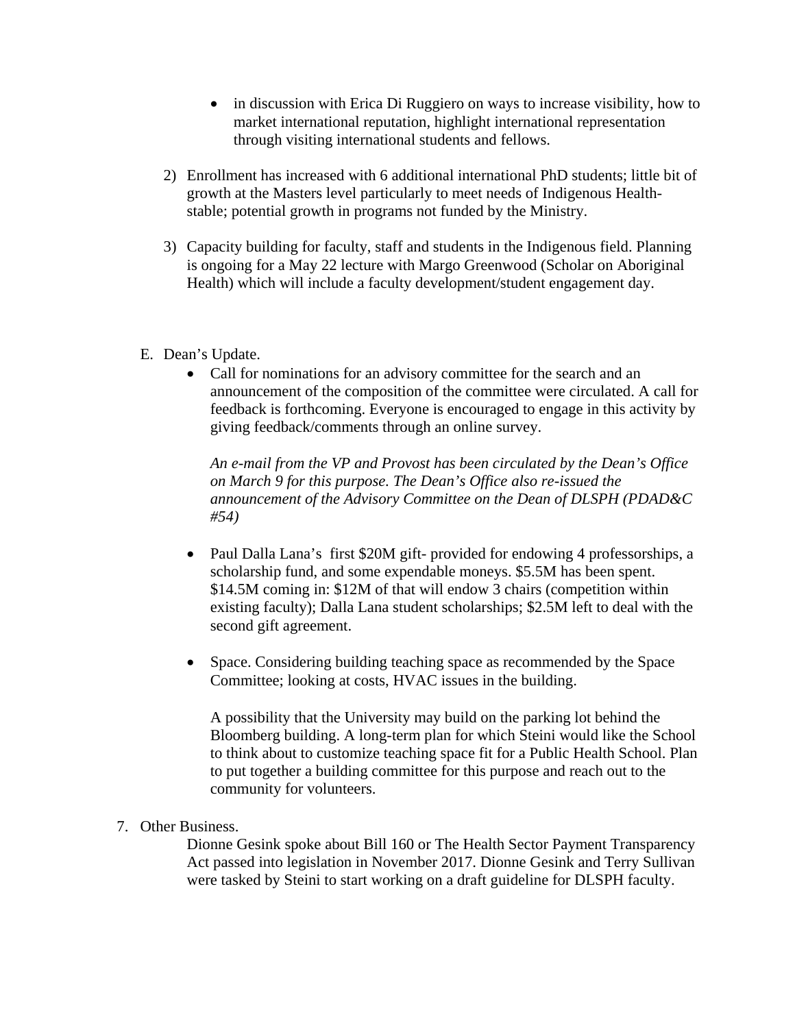- in discussion with Erica Di Ruggiero on ways to increase visibility, how to market international reputation, highlight international representation through visiting international students and fellows.

2) Enrollment has increased with 6 additional international PhD students; little bit of growth at the Masters level particularly to meet needs of Indigenous Health-stable; potential growth in programs not funded by the Ministry.

3) Capacity building for faculty, staff and students in the Indigenous field. Planning is ongoing for a May 22 lecture with Margo Greenwood (Scholar on Aboriginal Health) which will include a faculty development/student engagement day.

E. Dean's Update.

- Call for nominations for an advisory committee for the search and an announcement of the composition of the committee were circulated. A call for feedback is forthcoming. Everyone is encouraged to engage in this activity by giving feedback/comments through an online survey.

  *An e-mail from the VP and Provost has been circulated by the Dean's Office on March 9 for this purpose. The Dean's Office also re-issued the announcement of the Advisory Committee on the Dean of DLSPH (PDAD&C #54)*

- Paul Dalla Lana's first $20M gift- provided for endowing 4 professorships, a scholarship fund, and some expendable moneys. $5.5M has been spent. $14.5M coming in: $12M of that will endow 3 chairs (competition within existing faculty); Dalla Lana student scholarships; $2.5M left to deal with the second gift agreement.

- Space. Considering building teaching space as recommended by the Space Committee; looking at costs, HVAC issues in the building.

  A possibility that the University may build on the parking lot behind the Bloomberg building. A long-term plan for which Steini would like the School to think about to customize teaching space fit for a Public Health School. Plan to put together a building committee for this purpose and reach out to the community for volunteers.

7. Other Business.

   Dionne Gesink spoke about Bill 160 or The Health Sector Payment Transparency Act passed into legislation in November 2017. Dionne Gesink and Terry Sullivan were tasked by Steini to start working on a draft guideline for DLSPH faculty.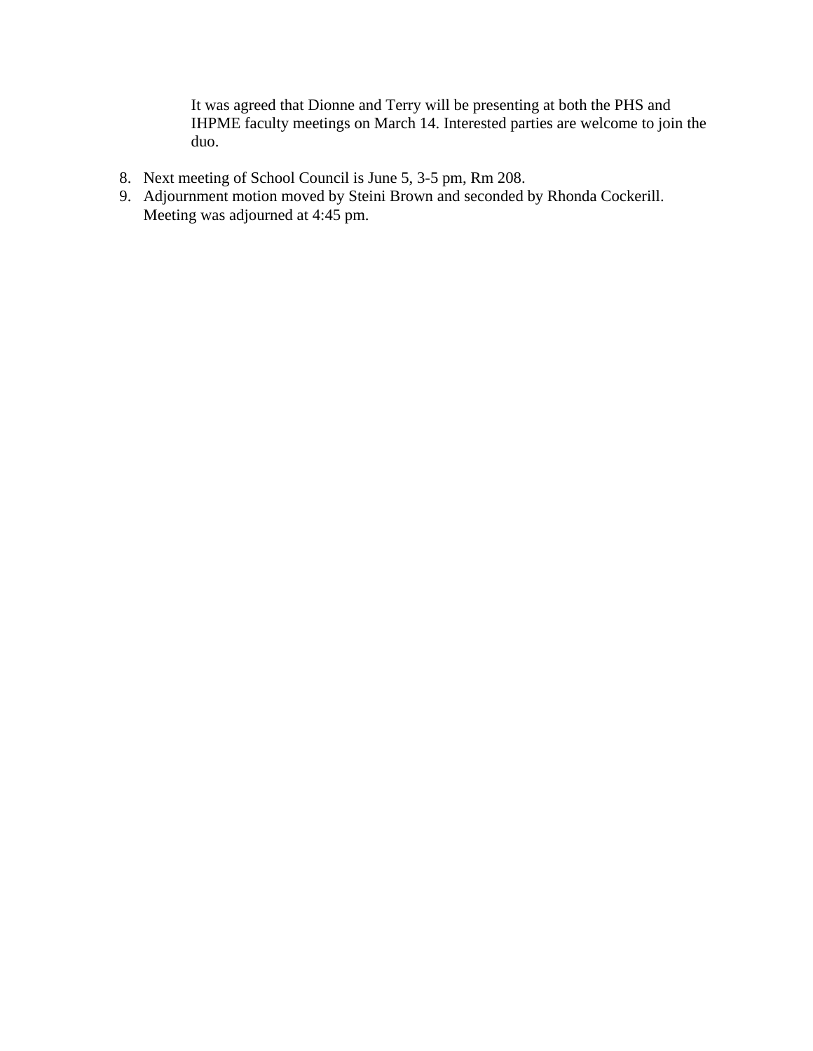It was agreed that Dionne and Terry will be presenting at both the PHS and IHPME faculty meetings on March 14. Interested parties are welcome to join the duo.

8. Next meeting of School Council is June 5, 3-5 pm, Rm 208.
9. Adjournment motion moved by Steini Brown and seconded by Rhonda Cockerill. Meeting was adjourned at 4:45 pm.